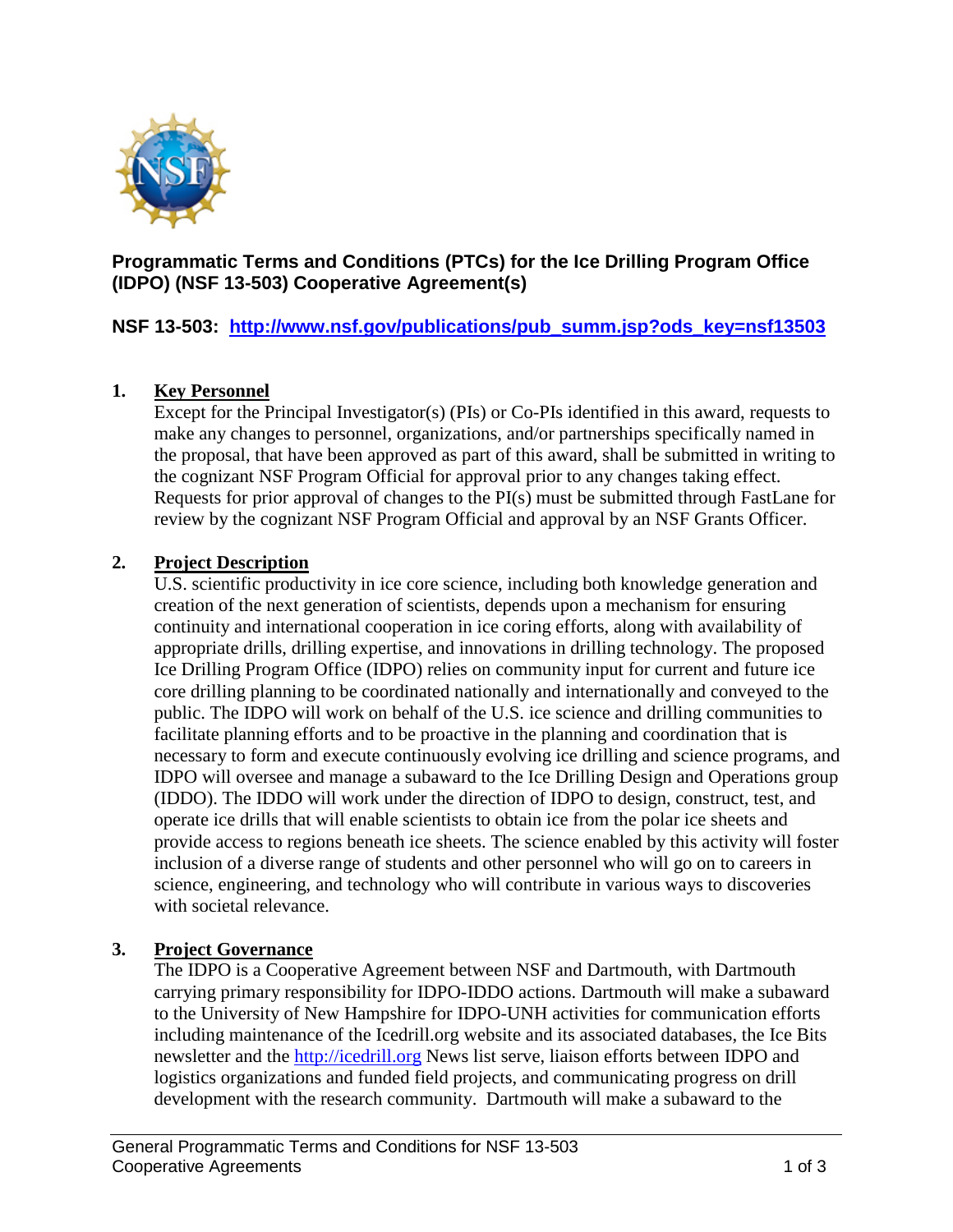**Programmatic Terms and Conditions (PTCs) for the Ice Drilling Program Office (IDPO) (NSF 13-503) Cooperative Agreement(s)**

**NSF 13-503: [http://www.nsf.gov/publications/pub_summ.jsp?ods_key=nsf13503](http://www.nsf.gov/publications/pub_summ.jsp?ods_key=nsf13503)**

## 1. Key Personnel

Except for the Principal Investigator(s) (PIs) or Co-PIs identified in this award, requests to make any changes to personnel, organizations, and/or partnerships specifically named in the proposal, that have been approved as part of this award, shall be submitted in writing to the cognizant NSF Program Official for approval prior to any changes taking effect. Requests for prior approval of changes to the PI(s) must be submitted through FastLane for review by the cognizant NSF Program Official and approval by an NSF Grants Officer.

## 2. Project Description

U.S. scientific productivity in ice core science, including both knowledge generation and creation of the next generation of scientists, depends upon a mechanism for ensuring continuity and international cooperation in ice coring efforts, along with availability of appropriate drills, drilling expertise, and innovations in drilling technology. The proposed Ice Drilling Program Office (IDPO) relies on community input for current and future ice core drilling planning to be coordinated nationally and internationally and conveyed to the public. The IDPO will work on behalf of the U.S. ice science and drilling communities to facilitate planning efforts and to be proactive in the planning and coordination that is necessary to form and execute continuously evolving ice drilling and science programs, and IDPO will oversee and manage a subaward to the Ice Drilling Design and Operations group (IDDO). The IDDO will work under the direction of IDPO to design, construct, test, and operate ice drills that will enable scientists to obtain ice from the polar ice sheets and provide access to regions beneath ice sheets. The science enabled by this activity will foster inclusion of a diverse range of students and other personnel who will go on to careers in science, engineering, and technology who will contribute in various ways to discoveries with societal relevance.

## 3. Project Governance

The IDPO is a Cooperative Agreement between NSF and Dartmouth, with Dartmouth carrying primary responsibility for IDPO-IDDO actions. Dartmouth will make a subaward to the University of New Hampshire for IDPO-UNH activities for communication efforts including maintenance of the Icedrill.org website and its associated databases, the Ice Bits newsletter and the [http://icedrill.org](http://icedrill.org) News list serve, liaison efforts between IDPO and logistics organizations and funded field projects, and communicating progress on drill development with the research community. Dartmouth will make a subaward to the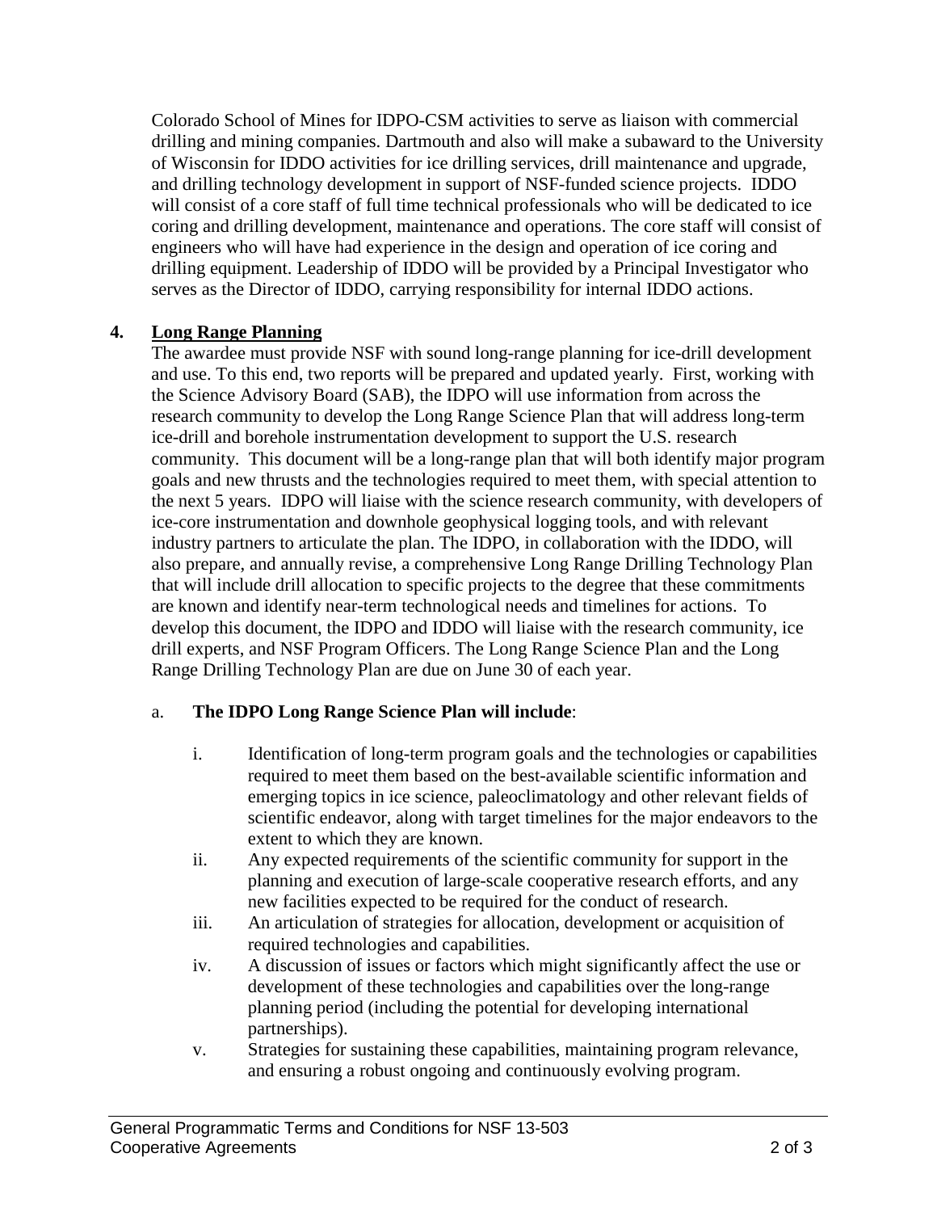Colorado School of Mines for IDPO-CSM activities to serve as liaison with commercial drilling and mining companies. Dartmouth and also will make a subaward to the University of Wisconsin for IDDO activities for ice drilling services, drill maintenance and upgrade, and drilling technology development in support of NSF-funded science projects. IDDO will consist of a core staff of full time technical professionals who will be dedicated to ice coring and drilling development, maintenance and operations. The core staff will consist of engineers who will have had experience in the design and operation of ice coring and drilling equipment. Leadership of IDDO will be provided by a Principal Investigator who serves as the Director of IDDO, carrying responsibility for internal IDDO actions.

**4. Long Range Planning**

The awardee must provide NSF with sound long-range planning for ice-drill development and use. To this end, two reports will be prepared and updated yearly. First, working with the Science Advisory Board (SAB), the IDPO will use information from across the research community to develop the Long Range Science Plan that will address long-term ice-drill and borehole instrumentation development to support the U.S. research community. This document will be a long-range plan that will both identify major program goals and new thrusts and the technologies required to meet them, with special attention to the next 5 years. IDPO will liaise with the science research community, with developers of ice-core instrumentation and downhole geophysical logging tools, and with relevant industry partners to articulate the plan. The IDPO, in collaboration with the IDDO, will also prepare, and annually revise, a comprehensive Long Range Drilling Technology Plan that will include drill allocation to specific projects to the degree that these commitments are known and identify near-term technological needs and timelines for actions. To develop this document, the IDPO and IDDO will liaise with the research community, ice drill experts, and NSF Program Officers. The Long Range Science Plan and the Long Range Drilling Technology Plan are due on June 30 of each year.

a. **The IDPO Long Range Science Plan will include**:

i. Identification of long-term program goals and the technologies or capabilities required to meet them based on the best-available scientific information and emerging topics in ice science, paleoclimatology and other relevant fields of scientific endeavor, along with target timelines for the major endeavors to the extent to which they are known.

ii. Any expected requirements of the scientific community for support in the planning and execution of large-scale cooperative research efforts, and any new facilities expected to be required for the conduct of research.

iii. An articulation of strategies for allocation, development or acquisition of required technologies and capabilities.

iv. A discussion of issues or factors which might significantly affect the use or development of these technologies and capabilities over the long-range planning period (including the potential for developing international partnerships).

v. Strategies for sustaining these capabilities, maintaining program relevance, and ensuring a robust ongoing and continuously evolving program.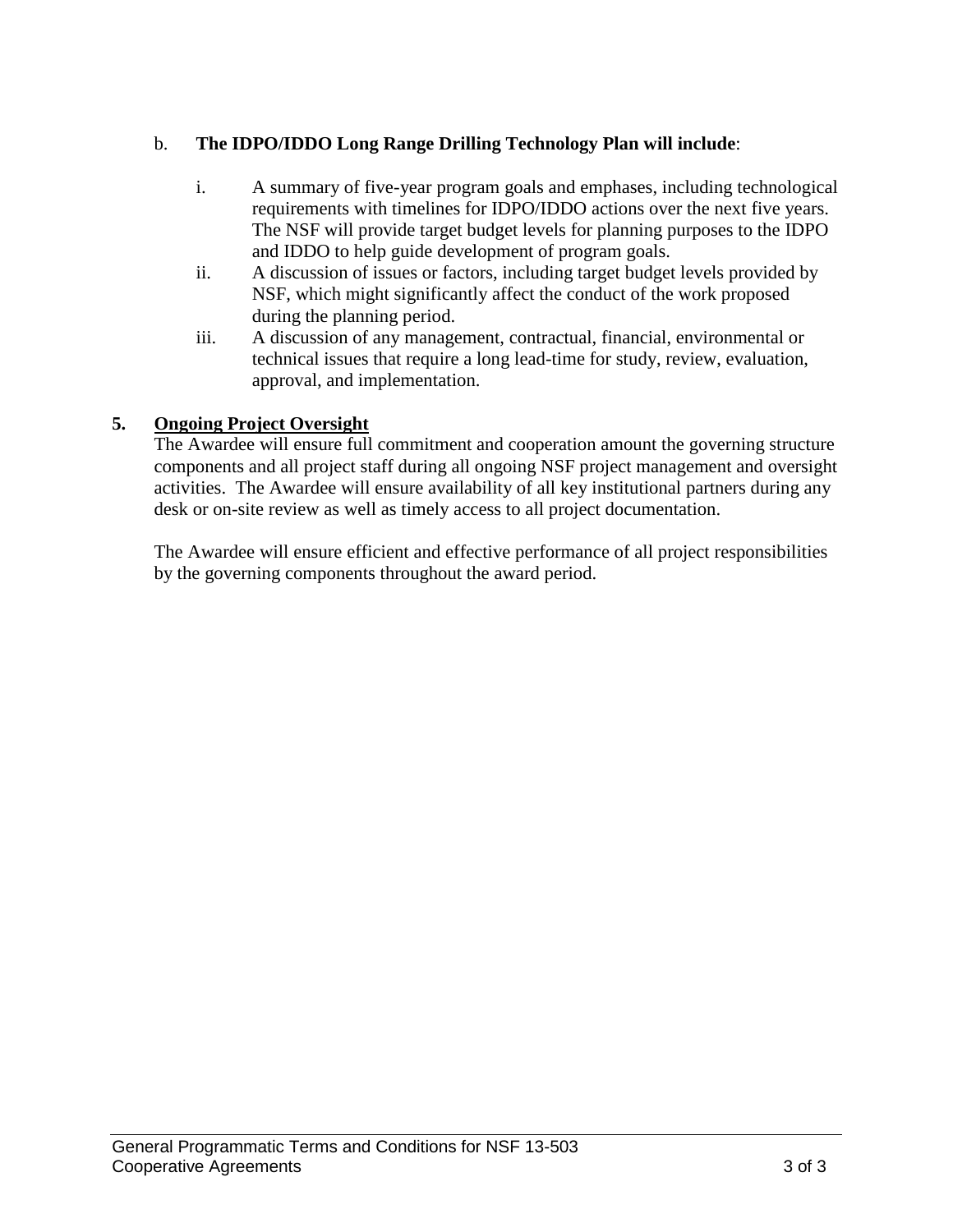b. **The IDPO/IDDO Long Range Drilling Technology Plan will include**:

i. A summary of five-year program goals and emphases, including technological requirements with timelines for IDPO/IDDO actions over the next five years. The NSF will provide target budget levels for planning purposes to the IDPO and IDDO to help guide development of program goals.

ii. A discussion of issues or factors, including target budget levels provided by NSF, which might significantly affect the conduct of the work proposed during the planning period.

iii. A discussion of any management, contractual, financial, environmental or technical issues that require a long lead-time for study, review, evaluation, approval, and implementation.

## 5. Ongoing Project Oversight

The Awardee will ensure full commitment and cooperation amount the governing structure components and all project staff during all ongoing NSF project management and oversight activities. The Awardee will ensure availability of all key institutional partners during any desk or on-site review as well as timely access to all project documentation.

The Awardee will ensure efficient and effective performance of all project responsibilities by the governing components throughout the award period.